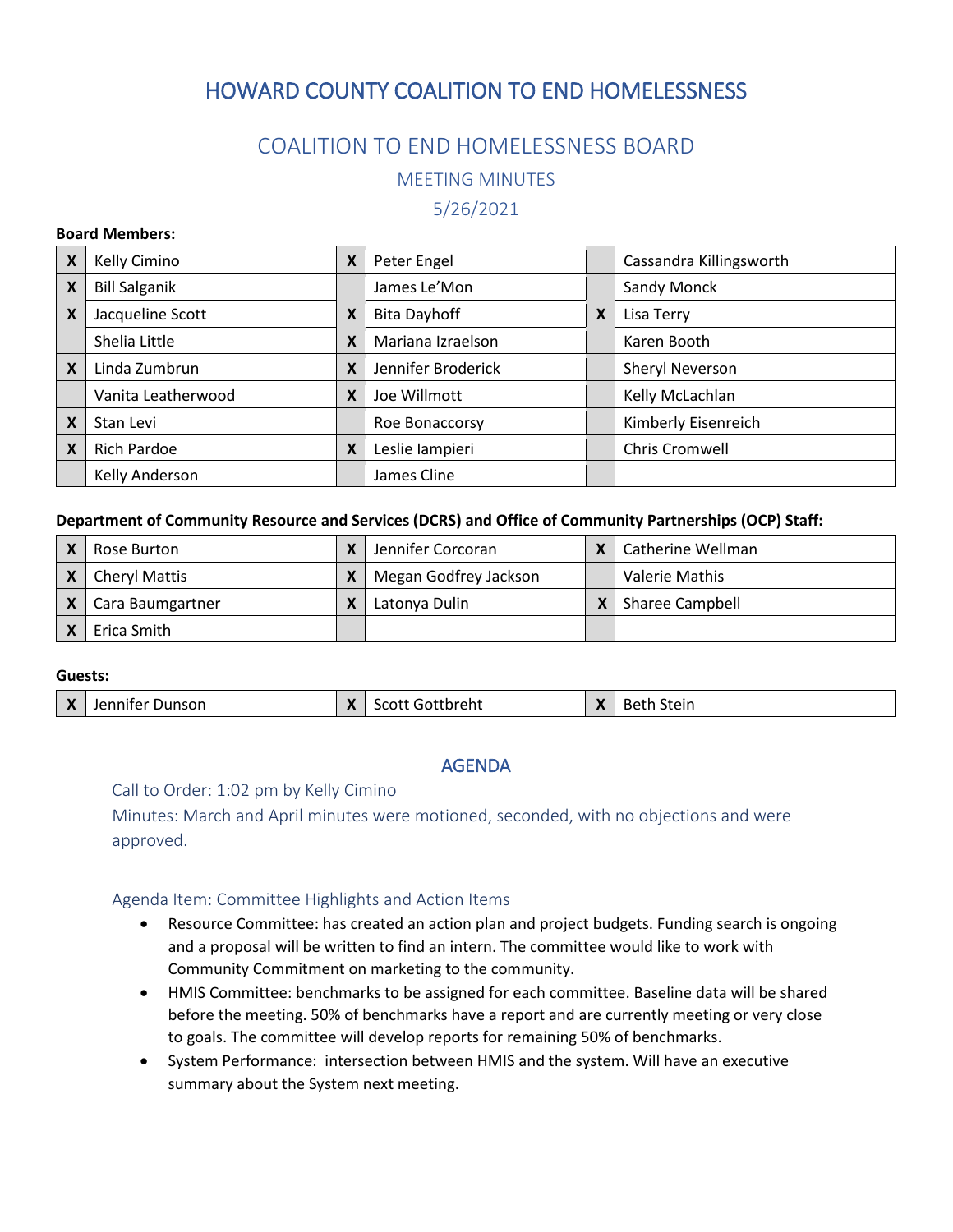# HOWARD COUNTY COALITION TO END HOMELESSNESS

## COALITION TO END HOMELESSNESS BOARD

### MEETING MINUTES

### 5/26/2021

**Board Members:**

| | | | | | |
|---|---|---|---|---|---|
| X | Kelly Cimino | X | Peter Engel | | Cassandra Killingsworth |
| X | Bill Salganik | | James Le'Mon | | Sandy Monck |
| X | Jacqueline Scott | X | Bita Dayhoff | X | Lisa Terry |
| | Shelia Little | X | Mariana Izraelson | | Karen Booth |
| X | Linda Zumbrun | X | Jennifer Broderick | | Sheryl Neverson |
| | Vanita Leatherwood | X | Joe Willmott | | Kelly McLachlan |
| X | Stan Levi | | Roe Bonaccorsy | | Kimberly Eisenreich |
| X | Rich Pardoe | X | Leslie Iampieri | | Chris Cromwell |
| | Kelly Anderson | | James Cline | | |

**Department of Community Resource and Services (DCRS) and Office of Community Partnerships (OCP) Staff:**

| | | | | | |
|---|---|---|---|---|---|
| X | Rose Burton | X | Jennifer Corcoran | X | Catherine Wellman |
| X | Cheryl Mattis | X | Megan Godfrey Jackson | | Valerie Mathis |
| X | Cara Baumgartner | X | Latonya Dulin | X | Sharee Campbell |
| X | Erica Smith | | | | |

**Guests:**

| | | | | | |
|---|---|---|---|---|---|
| X | Jennifer Dunson | X | Scott Gottbreht | X | Beth Stein |

## AGENDA

Call to Order: 1:02 pm by Kelly Cimino

Minutes: March and April minutes were motioned, seconded, with no objections and were approved.

### Agenda Item: Committee Highlights and Action Items

- Resource Committee: has created an action plan and project budgets. Funding search is ongoing and a proposal will be written to find an intern. The committee would like to work with Community Commitment on marketing to the community.
- HMIS Committee: benchmarks to be assigned for each committee. Baseline data will be shared before the meeting. 50% of benchmarks have a report and are currently meeting or very close to goals. The committee will develop reports for remaining 50% of benchmarks.
- System Performance: intersection between HMIS and the system. Will have an executive summary about the System next meeting.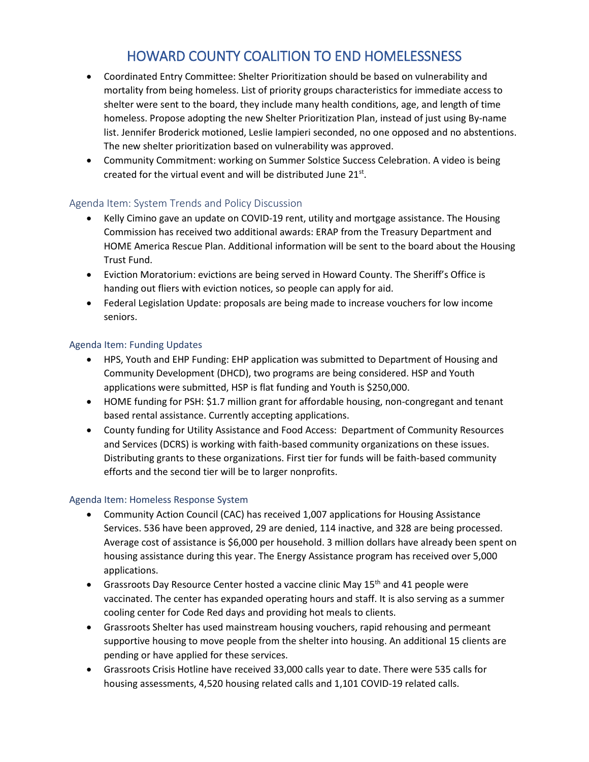# HOWARD COUNTY COALITION TO END HOMELESSNESS

- Coordinated Entry Committee: Shelter Prioritization should be based on vulnerability and mortality from being homeless. List of priority groups characteristics for immediate access to shelter were sent to the board, they include many health conditions, age, and length of time homeless. Propose adopting the new Shelter Prioritization Plan, instead of just using By-name list. Jennifer Broderick motioned, Leslie Iampieri seconded, no one opposed and no abstentions. The new shelter prioritization based on vulnerability was approved.
- Community Commitment: working on Summer Solstice Success Celebration. A video is being created for the virtual event and will be distributed June 21st.

## Agenda Item: System Trends and Policy Discussion

- Kelly Cimino gave an update on COVID-19 rent, utility and mortgage assistance. The Housing Commission has received two additional awards: ERAP from the Treasury Department and HOME America Rescue Plan. Additional information will be sent to the board about the Housing Trust Fund.
- Eviction Moratorium: evictions are being served in Howard County. The Sheriff's Office is handing out fliers with eviction notices, so people can apply for aid.
- Federal Legislation Update: proposals are being made to increase vouchers for low income seniors.

## Agenda Item: Funding Updates

- HPS, Youth and EHP Funding: EHP application was submitted to Department of Housing and Community Development (DHCD), two programs are being considered. HSP and Youth applications were submitted, HSP is flat funding and Youth is $250,000.
- HOME funding for PSH: $1.7 million grant for affordable housing, non-congregant and tenant based rental assistance. Currently accepting applications.
- County funding for Utility Assistance and Food Access: Department of Community Resources and Services (DCRS) is working with faith-based community organizations on these issues. Distributing grants to these organizations. First tier for funds will be faith-based community efforts and the second tier will be to larger nonprofits.

## Agenda Item: Homeless Response System

- Community Action Council (CAC) has received 1,007 applications for Housing Assistance Services. 536 have been approved, 29 are denied, 114 inactive, and 328 are being processed. Average cost of assistance is $6,000 per household. 3 million dollars have already been spent on housing assistance during this year. The Energy Assistance program has received over 5,000 applications.
- Grassroots Day Resource Center hosted a vaccine clinic May 15th and 41 people were vaccinated. The center has expanded operating hours and staff. It is also serving as a summer cooling center for Code Red days and providing hot meals to clients.
- Grassroots Shelter has used mainstream housing vouchers, rapid rehousing and permeant supportive housing to move people from the shelter into housing. An additional 15 clients are pending or have applied for these services.
- Grassroots Crisis Hotline have received 33,000 calls year to date. There were 535 calls for housing assessments, 4,520 housing related calls and 1,101 COVID-19 related calls.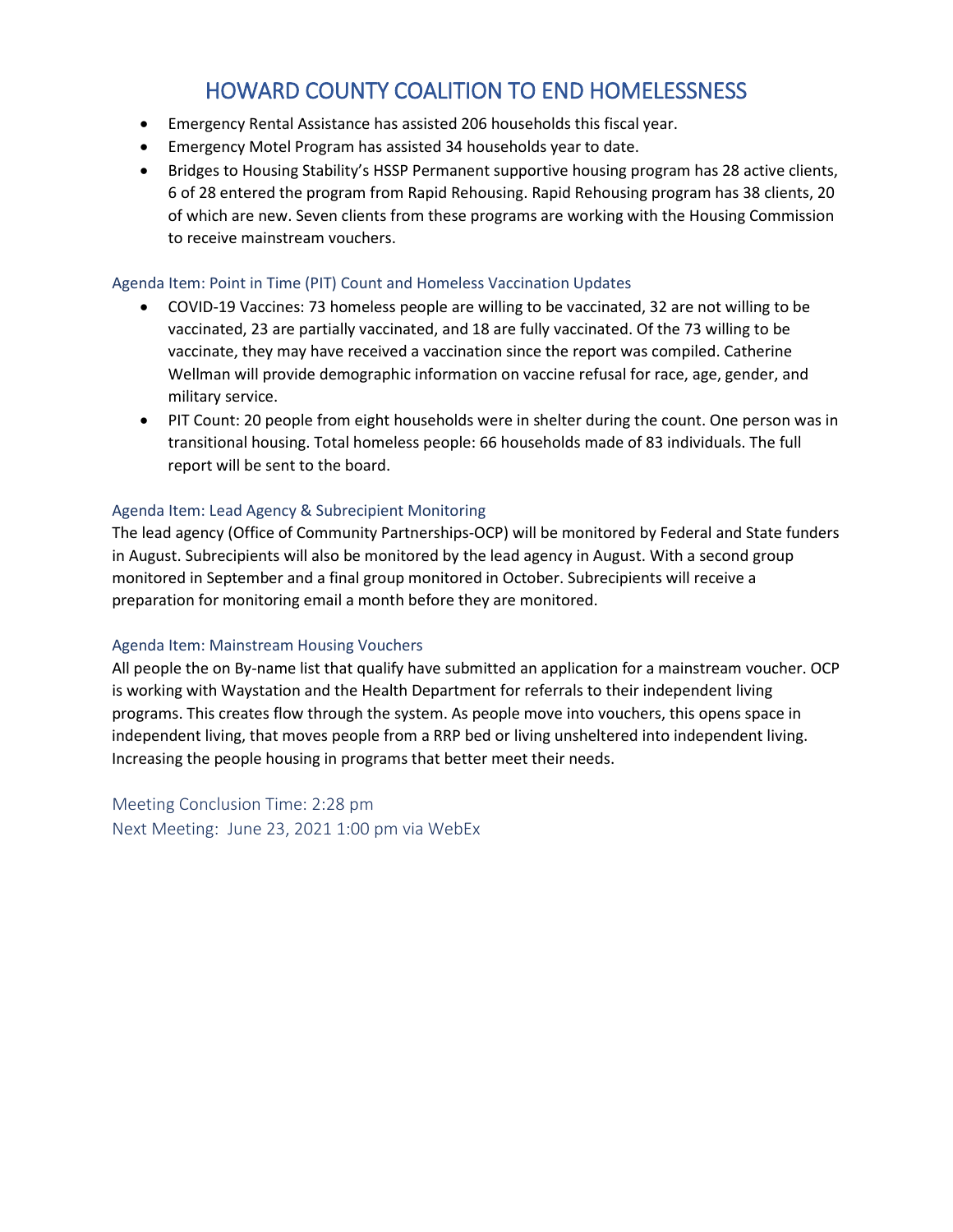- Emergency Rental Assistance has assisted 206 households this fiscal year.
- Emergency Motel Program has assisted 34 households year to date.
- Bridges to Housing Stability's HSSP Permanent supportive housing program has 28 active clients, 6 of 28 entered the program from Rapid Rehousing. Rapid Rehousing program has 38 clients, 20 of which are new. Seven clients from these programs are working with the Housing Commission to receive mainstream vouchers.

### Agenda Item: Point in Time (PIT) Count and Homeless Vaccination Updates

- COVID-19 Vaccines: 73 homeless people are willing to be vaccinated, 32 are not willing to be vaccinated, 23 are partially vaccinated, and 18 are fully vaccinated. Of the 73 willing to be vaccinate, they may have received a vaccination since the report was compiled. Catherine Wellman will provide demographic information on vaccine refusal for race, age, gender, and military service.
- PIT Count: 20 people from eight households were in shelter during the count. One person was in transitional housing. Total homeless people: 66 households made of 83 individuals. The full report will be sent to the board.

### Agenda Item: Lead Agency & Subrecipient Monitoring

The lead agency (Office of Community Partnerships-OCP) will be monitored by Federal and State funders in August. Subrecipients will also be monitored by the lead agency in August. With a second group monitored in September and a final group monitored in October. Subrecipients will receive a preparation for monitoring email a month before they are monitored.

### Agenda Item: Mainstream Housing Vouchers

All people the on By-name list that qualify have submitted an application for a mainstream voucher. OCP is working with Waystation and the Health Department for referrals to their independent living programs. This creates flow through the system. As people move into vouchers, this opens space in independent living, that moves people from a RRP bed or living unsheltered into independent living. Increasing the people housing in programs that better meet their needs.

Meeting Conclusion Time: 2:28 pm
Next Meeting: June 23, 2021 1:00 pm via WebEx